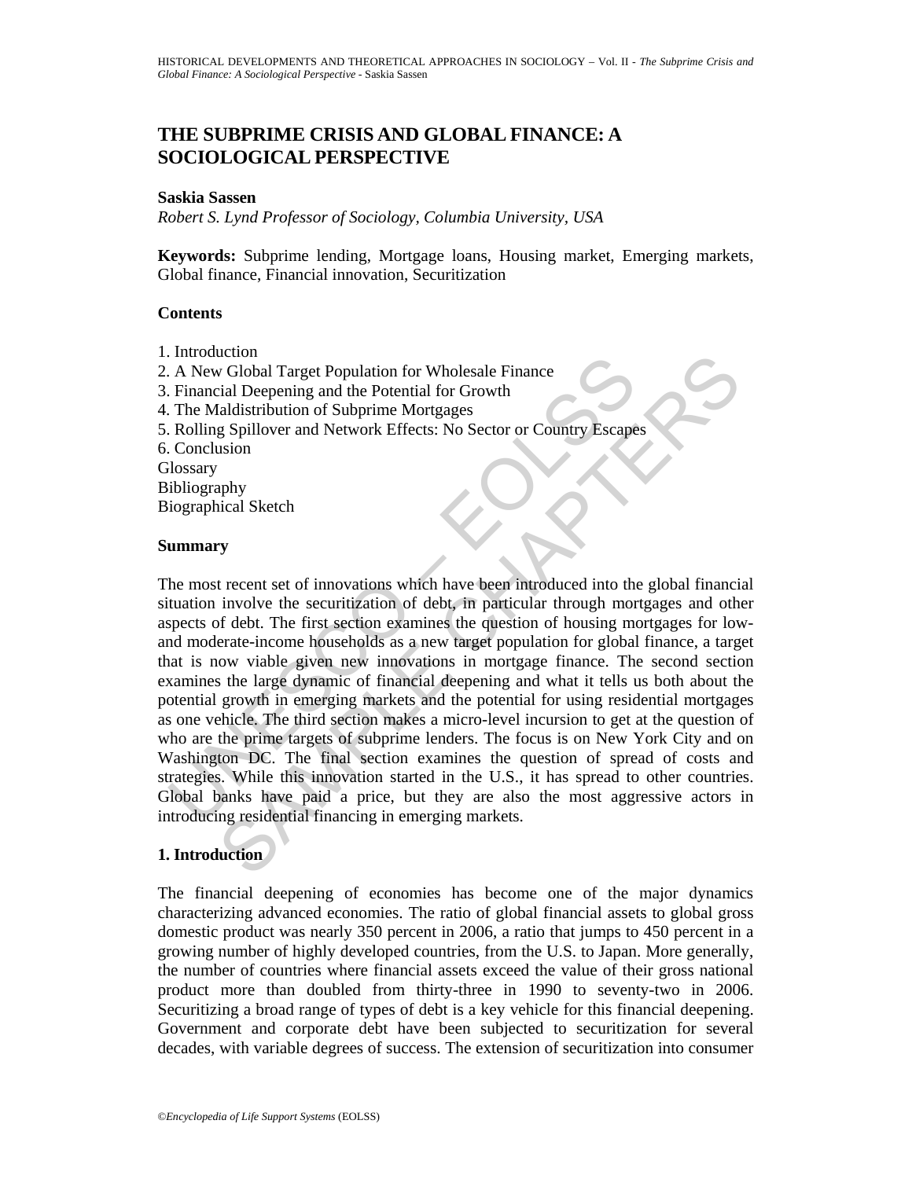# THE SUBPRIME CRISIS AND GLOBAL FINANCE: A SOCIOLOGICAL PERSPECTIVE

**Saskia Sassen**

*Robert S. Lynd Professor of Sociology, Columbia University, USA*

**Keywords:** Subprime lending, Mortgage loans, Housing market, Emerging markets, Global finance, Financial innovation, Securitization

**Contents**

1. Introduction
2. A New Global Target Population for Wholesale Finance
3. Financial Deepening and the Potential for Growth
4. The Maldistribution of Subprime Mortgages
5. Rolling Spillover and Network Effects: No Sector or Country Escapes
6. Conclusion

Glossary
Bibliography
Biographical Sketch

**Summary**

The most recent set of innovations which have been introduced into the global financial situation involve the securitization of debt, in particular through mortgages and other aspects of debt. The first section examines the question of housing mortgages for low- and moderate-income households as a new target population for global finance, a target that is now viable given new innovations in mortgage finance. The second section examines the large dynamic of financial deepening and what it tells us both about the potential growth in emerging markets and the potential for using residential mortgages as one vehicle. The third section makes a micro-level incursion to get at the question of who are the prime targets of subprime lenders. The focus is on New York City and on Washington DC. The final section examines the question of spread of costs and strategies. While this innovation started in the U.S., it has spread to other countries. Global banks have paid a price, but they are also the most aggressive actors in introducing residential financing in emerging markets.

## 1. Introduction

The financial deepening of economies has become one of the major dynamics characterizing advanced economies. The ratio of global financial assets to global gross domestic product was nearly 350 percent in 2006, a ratio that jumps to 450 percent in a growing number of highly developed countries, from the U.S. to Japan. More generally, the number of countries where financial assets exceed the value of their gross national product more than doubled from thirty-three in 1990 to seventy-two in 2006. Securitizing a broad range of types of debt is a key vehicle for this financial deepening. Government and corporate debt have been subjected to securitization for several decades, with variable degrees of success. The extension of securitization into consumer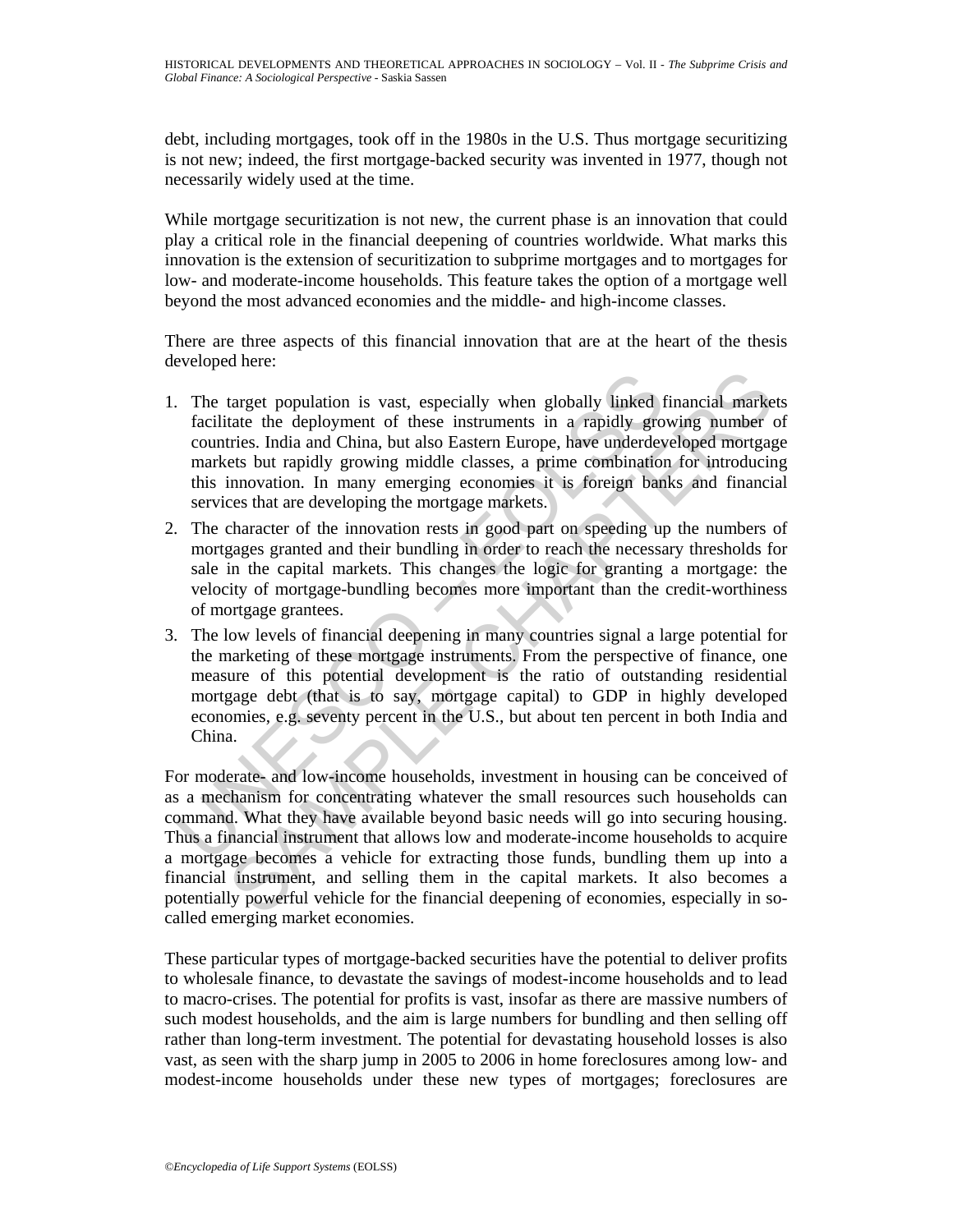debt, including mortgages, took off in the 1980s in the U.S. Thus mortgage securitizing is not new; indeed, the first mortgage-backed security was invented in 1977, though not necessarily widely used at the time.

While mortgage securitization is not new, the current phase is an innovation that could play a critical role in the financial deepening of countries worldwide. What marks this innovation is the extension of securitization to subprime mortgages and to mortgages for low- and moderate-income households. This feature takes the option of a mortgage well beyond the most advanced economies and the middle- and high-income classes.

There are three aspects of this financial innovation that are at the heart of the thesis developed here:

1. The target population is vast, especially when globally linked financial markets facilitate the deployment of these instruments in a rapidly growing number of countries. India and China, but also Eastern Europe, have underdeveloped mortgage markets but rapidly growing middle classes, a prime combination for introducing this innovation. In many emerging economies it is foreign banks and financial services that are developing the mortgage markets.
2. The character of the innovation rests in good part on speeding up the numbers of mortgages granted and their bundling in order to reach the necessary thresholds for sale in the capital markets. This changes the logic for granting a mortgage: the velocity of mortgage-bundling becomes more important than the credit-worthiness of mortgage grantees.
3. The low levels of financial deepening in many countries signal a large potential for the marketing of these mortgage instruments. From the perspective of finance, one measure of this potential development is the ratio of outstanding residential mortgage debt (that is to say, mortgage capital) to GDP in highly developed economies, e.g. seventy percent in the U.S., but about ten percent in both India and China.

For moderate- and low-income households, investment in housing can be conceived of as a mechanism for concentrating whatever the small resources such households can command. What they have available beyond basic needs will go into securing housing. Thus a financial instrument that allows low and moderate-income households to acquire a mortgage becomes a vehicle for extracting those funds, bundling them up into a financial instrument, and selling them in the capital markets. It also becomes a potentially powerful vehicle for the financial deepening of economies, especially in so-called emerging market economies.

These particular types of mortgage-backed securities have the potential to deliver profits to wholesale finance, to devastate the savings of modest-income households and to lead to macro-crises. The potential for profits is vast, insofar as there are massive numbers of such modest households, and the aim is large numbers for bundling and then selling off rather than long-term investment. The potential for devastating household losses is also vast, as seen with the sharp jump in 2005 to 2006 in home foreclosures among low- and modest-income households under these new types of mortgages; foreclosures are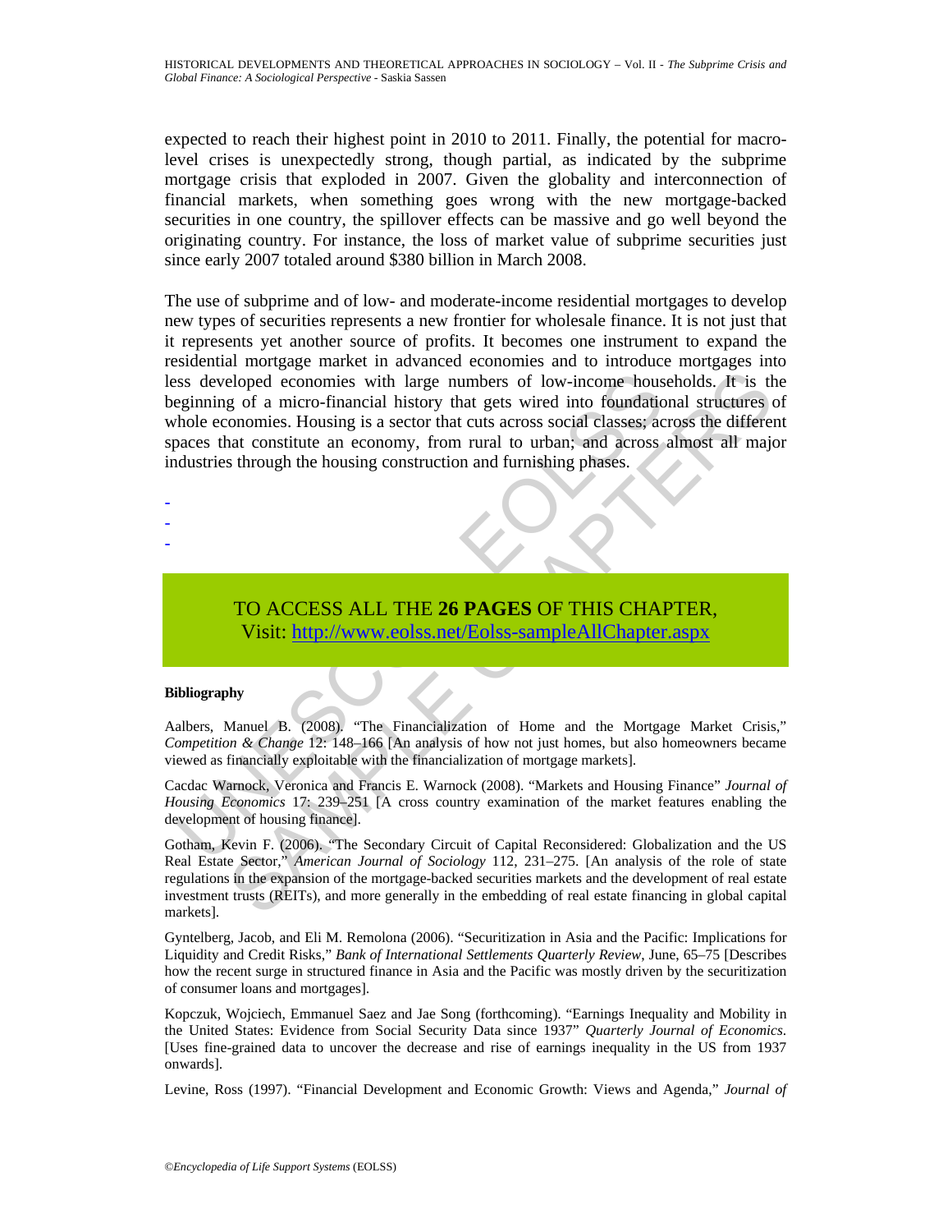expected to reach their highest point in 2010 to 2011. Finally, the potential for macro-level crises is unexpectedly strong, though partial, as indicated by the subprime mortgage crisis that exploded in 2007. Given the globality and interconnection of financial markets, when something goes wrong with the new mortgage-backed securities in one country, the spillover effects can be massive and go well beyond the originating country. For instance, the loss of market value of subprime securities just since early 2007 totaled around $380 billion in March 2008.

The use of subprime and of low- and moderate-income residential mortgages to develop new types of securities represents a new frontier for wholesale finance. It is not just that it represents yet another source of profits. It becomes one instrument to expand the residential mortgage market in advanced economies and to introduce mortgages into less developed economies with large numbers of low-income households. It is the beginning of a micro-financial history that gets wired into foundational structures of whole economies. Housing is a sector that cuts across social classes; across the different spaces that constitute an economy, from rural to urban; and across almost all major industries through the housing construction and furnishing phases.

-
-
-

TO ACCESS ALL THE **26 PAGES** OF THIS CHAPTER,
Visit: http://www.eolss.net/Eolss-sampleAllChapter.aspx

**Bibliography**

Aalbers, Manuel B. (2008). "The Financialization of Home and the Mortgage Market Crisis," *Competition & Change* 12: 148–166 [An analysis of how not just homes, but also homeowners became viewed as financially exploitable with the financialization of mortgage markets].

Cacdac Warnock, Veronica and Francis E. Warnock (2008). "Markets and Housing Finance" *Journal of Housing Economics* 17: 239–251 [A cross country examination of the market features enabling the development of housing finance].

Gotham, Kevin F. (2006). "The Secondary Circuit of Capital Reconsidered: Globalization and the US Real Estate Sector," *American Journal of Sociology* 112, 231–275. [An analysis of the role of state regulations in the expansion of the mortgage-backed securities markets and the development of real estate investment trusts (REITs), and more generally in the embedding of real estate financing in global capital markets].

Gyntelberg, Jacob, and Eli M. Remolona (2006). "Securitization in Asia and the Pacific: Implications for Liquidity and Credit Risks," *Bank of International Settlements Quarterly Review*, June, 65–75 [Describes how the recent surge in structured finance in Asia and the Pacific was mostly driven by the securitization of consumer loans and mortgages].

Kopczuk, Wojciech, Emmanuel Saez and Jae Song (forthcoming). "Earnings Inequality and Mobility in the United States: Evidence from Social Security Data since 1937" *Quarterly Journal of Economics*. [Uses fine-grained data to uncover the decrease and rise of earnings inequality in the US from 1937 onwards].

Levine, Ross (1997). "Financial Development and Economic Growth: Views and Agenda," *Journal of*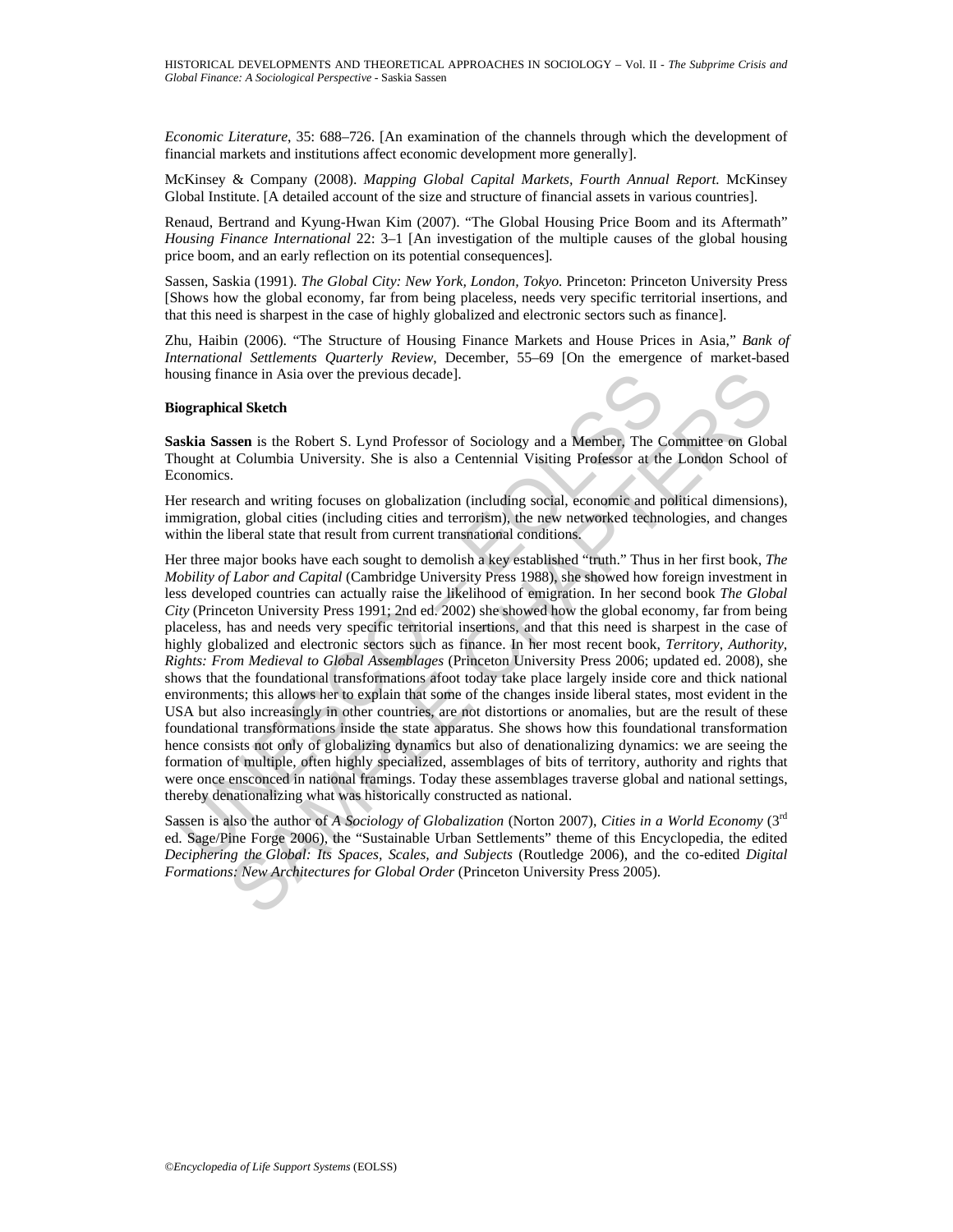*Economic Literature*, 35: 688–726. [An examination of the channels through which the development of financial markets and institutions affect economic development more generally].

McKinsey & Company (2008). *Mapping Global Capital Markets, Fourth Annual Report.* McKinsey Global Institute. [A detailed account of the size and structure of financial assets in various countries].

Renaud, Bertrand and Kyung-Hwan Kim (2007). "The Global Housing Price Boom and its Aftermath" *Housing Finance International* 22: 3–1 [An investigation of the multiple causes of the global housing price boom, and an early reflection on its potential consequences].

Sassen, Saskia (1991). *The Global City: New York, London, Tokyo.* Princeton: Princeton University Press [Shows how the global economy, far from being placeless, needs very specific territorial insertions, and that this need is sharpest in the case of highly globalized and electronic sectors such as finance].

Zhu, Haibin (2006). "The Structure of Housing Finance Markets and House Prices in Asia," *Bank of International Settlements Quarterly Review*, December, 55–69 [On the emergence of market-based housing finance in Asia over the previous decade].

**Biographical Sketch**

**Saskia Sassen** is the Robert S. Lynd Professor of Sociology and a Member, The Committee on Global Thought at Columbia University. She is also a Centennial Visiting Professor at the London School of Economics.

Her research and writing focuses on globalization (including social, economic and political dimensions), immigration, global cities (including cities and terrorism), the new networked technologies, and changes within the liberal state that result from current transnational conditions.

Her three major books have each sought to demolish a key established "truth." Thus in her first book, *The Mobility of Labor and Capital* (Cambridge University Press 1988), she showed how foreign investment in less developed countries can actually raise the likelihood of emigration. In her second book *The Global City* (Princeton University Press 1991; 2nd ed. 2002) she showed how the global economy, far from being placeless, has and needs very specific territorial insertions, and that this need is sharpest in the case of highly globalized and electronic sectors such as finance. In her most recent book, *Territory, Authority, Rights: From Medieval to Global Assemblages* (Princeton University Press 2006; updated ed. 2008), she shows that the foundational transformations afoot today take place largely inside core and thick national environments; this allows her to explain that some of the changes inside liberal states, most evident in the USA but also increasingly in other countries, are not distortions or anomalies, but are the result of these foundational transformations inside the state apparatus. She shows how this foundational transformation hence consists not only of globalizing dynamics but also of denationalizing dynamics: we are seeing the formation of multiple, often highly specialized, assemblages of bits of territory, authority and rights that were once ensconced in national framings. Today these assemblages traverse global and national settings, thereby denationalizing what was historically constructed as national.

Sassen is also the author of *A Sociology of Globalization* (Norton 2007), *Cities in a World Economy* (3rd ed. Sage/Pine Forge 2006), the "Sustainable Urban Settlements" theme of this Encyclopedia, the edited *Deciphering the Global: Its Spaces, Scales, and Subjects* (Routledge 2006), and the co-edited *Digital Formations: New Architectures for Global Order* (Princeton University Press 2005).